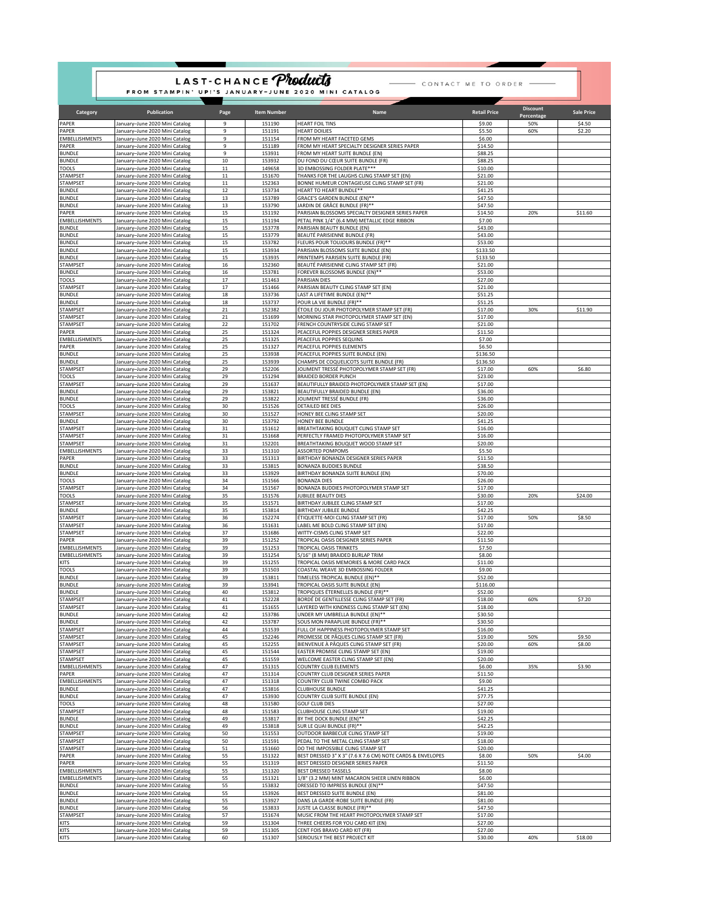# LAST-CHANCE *Products*

FROM STAMPIN' UP!'S JANUARY–JUNE 2020 MINI CATALOG

CONTACT ME TO ORDER

| Category | Publication | Page | Item Number | Name | Retail Price | Discount Percentage | Sale Price |
|---|---|---|---|---|---|---|---|
| PAPER | January–June 2020 Mini Catalog | 9 | 151190 | HEART FOIL TINS | $9.00 | 50% | $4.50 |
| PAPER | January–June 2020 Mini Catalog | 9 | 151191 | HEART DOILIES | $5.50 | 60% | $2.20 |
| EMBELLISHMENTS | January–June 2020 Mini Catalog | 9 | 151154 | FROM MY HEART FACETED GEMS | $6.00 | | |
| PAPER | January–June 2020 Mini Catalog | 9 | 151189 | FROM MY HEART SPECIALTY DESIGNER SERIES PAPER | $14.50 | | |
| BUNDLE | January–June 2020 Mini Catalog | 9 | 153931 | FROM MY HEART SUITE BUNDLE (EN) | $88.25 | | |
| BUNDLE | January–June 2020 Mini Catalog | 10 | 153932 | DU FOND DU CŒUR SUITE BUNDLE (FR) | $88.25 | | |
| TOOLS | January–June 2020 Mini Catalog | 11 | 149658 | 3D EMBOSSING FOLDER PLATE*** | $10.00 | | |
| STAMPSET | January–June 2020 Mini Catalog | 11 | 151670 | THANKS FOR THE LAUGHS CLING STAMP SET (EN) | $21.00 | | |
| STAMPSET | January–June 2020 Mini Catalog | 11 | 152363 | BONNE HUMEUR CONTAGIEUSE CLING STAMP SET (FR) | $21.00 | | |
| BUNDLE | January–June 2020 Mini Catalog | 12 | 153734 | HEART TO HEART BUNDLE** | $41.25 | | |
| BUNDLE | January–June 2020 Mini Catalog | 13 | 153789 | GRACE'S GARDEN BUNDLE (EN)** | $47.50 | | |
| BUNDLE | January–June 2020 Mini Catalog | 13 | 153790 | JARDIN DE GRÂCE BUNDLE (FR)** | $47.50 | | |
| PAPER | January–June 2020 Mini Catalog | 15 | 151192 | PARISIAN BLOSSOMS SPECIALTY DESIGNER SERIES PAPER | $14.50 | 20% | $11.60 |
| EMBELLISHMENTS | January–June 2020 Mini Catalog | 15 | 151194 | PETAL PINK 1/4" (6.4 MM) METALLIC EDGE RIBBON | $7.00 | | |
| BUNDLE | January–June 2020 Mini Catalog | 15 | 153778 | PARISIAN BEAUTY BUNDLE (EN) | $43.00 | | |
| BUNDLE | January–June 2020 Mini Catalog | 15 | 153779 | BEAUTÉ PARISIENNE BUNDLE (FR) | $43.00 | | |
| BUNDLE | January–June 2020 Mini Catalog | 15 | 153782 | FLEURS POUR TOUJOURS BUNDLE (FR)** | $53.00 | | |
| BUNDLE | January–June 2020 Mini Catalog | 15 | 153934 | PARISIAN BLOSSOMS SUITE BUNDLE (EN) | $133.50 | | |
| BUNDLE | January–June 2020 Mini Catalog | 15 | 153935 | PRINTEMPS PARISIEN SUITE BUNDLE (FR) | $133.50 | | |
| STAMPSET | January–June 2020 Mini Catalog | 16 | 152360 | BEAUTÉ PARISIENNE CLING STAMP SET (FR) | $21.00 | | |
| BUNDLE | January–June 2020 Mini Catalog | 16 | 153781 | FOREVER BLOSSOMS BUNDLE (EN)** | $53.00 | | |
| TOOLS | January–June 2020 Mini Catalog | 17 | 151463 | PARISIAN DIES | $27.00 | | |
| STAMPSET | January–June 2020 Mini Catalog | 17 | 151466 | PARISIAN BEAUTY CLING STAMP SET (EN) | $21.00 | | |
| BUNDLE | January–June 2020 Mini Catalog | 18 | 153736 | LAST A LIFETIME BUNDLE (EN)** | $51.25 | | |
| BUNDLE | January–June 2020 Mini Catalog | 18 | 153737 | POUR LA VIE BUNDLE (FR)** | $51.25 | | |
| STAMPSET | January–June 2020 Mini Catalog | 21 | 152382 | ÉTOILE DU JOUR PHOTOPOLYMER STAMP SET (FR) | $17.00 | 30% | $11.90 |
| STAMPSET | January–June 2020 Mini Catalog | 21 | 151699 | MORNING STAR PHOTOPOLYMER STAMP SET (EN) | $17.00 | | |
| STAMPSET | January–June 2020 Mini Catalog | 22 | 151702 | FRENCH COUNTRYSIDE CLING STAMP SET | $21.00 | | |
| PAPER | January–June 2020 Mini Catalog | 25 | 151324 | PEACEFUL POPPIES DESIGNER SERIES PAPER | $11.50 | | |
| EMBELLISHMENTS | January–June 2020 Mini Catalog | 25 | 151325 | PEACEFUL POPPIES SEQUINS | $7.00 | | |
| PAPER | January–June 2020 Mini Catalog | 25 | 151327 | PEACEFUL POPPIES ELEMENTS | $6.50 | | |
| BUNDLE | January–June 2020 Mini Catalog | 25 | 153938 | PEACEFUL POPPIES SUITE BUNDLE (EN) | $136.50 | | |
| BUNDLE | January–June 2020 Mini Catalog | 25 | 153939 | CHAMPS DE COQUELICOTS SUITE BUNDLE (FR) | $136.50 | | |
| STAMPSET | January–June 2020 Mini Catalog | 29 | 152206 | JOLIMENT TRESSÉ PHOTOPOLYMER STAMP SET (FR) | $17.00 | 60% | $6.80 |
| TOOLS | January–June 2020 Mini Catalog | 29 | 151294 | BRAIDED BORDER PUNCH | $23.00 | | |
| STAMPSET | January–June 2020 Mini Catalog | 29 | 151637 | BEAUTIFULLY BRAIDED PHOTOPOLYMER STAMP SET (EN) | $17.00 | | |
| BUNDLE | January–June 2020 Mini Catalog | 29 | 153821 | BEAUTIFULLY BRAIDED BUNDLE (EN) | $36.00 | | |
| BUNDLE | January–June 2020 Mini Catalog | 29 | 153822 | JOLIMENT TRESSÉ BUNDLE (FR) | $36.00 | | |
| TOOLS | January–June 2020 Mini Catalog | 30 | 151526 | DETAILED BEE DIES | $26.00 | | |
| STAMPSET | January–June 2020 Mini Catalog | 30 | 151527 | HONEY BEE CLING STAMP SET | $20.00 | | |
| BUNDLE | January–June 2020 Mini Catalog | 30 | 153792 | HONEY BEE BUNDLE | $41.25 | | |
| STAMPSET | January–June 2020 Mini Catalog | 31 | 151612 | BREATHTAKING BOUQUET CLING STAMP SET | $16.00 | | |
| STAMPSET | January–June 2020 Mini Catalog | 31 | 151668 | PERFECTLY FRAMED PHOTOPOLYMER STAMP SET | $16.00 | | |
| STAMPSET | January–June 2020 Mini Catalog | 31 | 152201 | BREATHTAKING BOUQUET WOOD STAMP SET | $20.00 | | |
| EMBELLISHMENTS | January–June 2020 Mini Catalog | 33 | 151310 | ASSORTED POMPOMS | $5.50 | | |
| PAPER | January–June 2020 Mini Catalog | 33 | 151313 | BIRTHDAY BONANZA DESIGNER SERIES PAPER | $11.50 | | |
| BUNDLE | January–June 2020 Mini Catalog | 33 | 153815 | BONANZA BUDDIES BUNDLE | $38.50 | | |
| BUNDLE | January–June 2020 Mini Catalog | 33 | 153929 | BIRTHDAY BONANZA SUITE BUNDLE (EN) | $70.00 | | |
| TOOLS | January–June 2020 Mini Catalog | 34 | 151566 | BONANZA DIES | $26.00 | | |
| STAMPSET | January–June 2020 Mini Catalog | 34 | 151567 | BONANZA BUDDIES PHOTOPOLYMER STAMP SET | $17.00 | | |
| TOOLS | January–June 2020 Mini Catalog | 35 | 151576 | JUBILEE BEAUTY DIES | $30.00 | 20% | $24.00 |
| STAMPSET | January–June 2020 Mini Catalog | 35 | 151571 | BIRTHDAY JUBILEE CLING STAMP SET | $17.00 | | |
| BUNDLE | January–June 2020 Mini Catalog | 35 | 153814 | BIRTHDAY JUBILEE BUNDLE | $42.25 | | |
| STAMPSET | January–June 2020 Mini Catalog | 36 | 152274 | ÉTIQUETTE-MOI CLING STAMP SET (FR) | $17.00 | 50% | $8.50 |
| STAMPSET | January–June 2020 Mini Catalog | 36 | 151631 | LABEL ME BOLD CLING STAMP SET (EN) | $17.00 | | |
| STAMPSET | January–June 2020 Mini Catalog | 37 | 151686 | WITTY-CISMS CLING STAMP SET | $22.00 | | |
| PAPER | January–June 2020 Mini Catalog | 39 | 151252 | TROPICAL OASIS DESIGNER SERIES PAPER | $11.50 | | |
| EMBELLISHMENTS | January–June 2020 Mini Catalog | 39 | 151253 | TROPICAL OASIS TRINKETS | $7.50 | | |
| EMBELLISHMENTS | January–June 2020 Mini Catalog | 39 | 151254 | 5/16" (8 MM) BRAIDED BURLAP TRIM | $8.00 | | |
| KITS | January–June 2020 Mini Catalog | 39 | 151255 | TROPICAL OASIS MEMORIES & MORE CARD PACK | $11.00 | | |
| TOOLS | January–June 2020 Mini Catalog | 39 | 151503 | COASTAL WEAVE 3D EMBOSSING FOLDER | $9.00 | | |
| BUNDLE | January–June 2020 Mini Catalog | 39 | 153811 | TIMELESS TROPICAL BUNDLE (EN)** | $52.00 | | |
| BUNDLE | January–June 2020 Mini Catalog | 39 | 153941 | TROPICAL OASIS SUITE BUNDLE (EN) | $116.00 | | |
| BUNDLE | January–June 2020 Mini Catalog | 40 | 153812 | TROPIQUES ÉTERNELLES BUNDLE (FR)** | $52.00 | | |
| STAMPSET | January–June 2020 Mini Catalog | 41 | 152228 | BORDÉ DE GENTILLESSE CLING STAMP SET (FR) | $18.00 | 60% | $7.20 |
| STAMPSET | January–June 2020 Mini Catalog | 41 | 151655 | LAYERED WITH KINDNESS CLING STAMP SET (EN) | $18.00 | | |
| BUNDLE | January–June 2020 Mini Catalog | 42 | 153786 | UNDER MY UMBRELLA BUNDLE (EN)** | $30.50 | | |
| BUNDLE | January–June 2020 Mini Catalog | 42 | 153787 | SOUS MON PARAPLUIE BUNDLE (FR)** | $30.50 | | |
| STAMPSET | January–June 2020 Mini Catalog | 44 | 151539 | FULL OF HAPPINESS PHOTOPOLYMER STAMP SET | $16.00 | | |
| STAMPSET | January–June 2020 Mini Catalog | 45 | 152246 | PROMESSE DE PÂQUES CLING STAMP SET (FR) | $19.00 | 50% | $9.50 |
| STAMPSET | January–June 2020 Mini Catalog | 45 | 152255 | BIENVENUE À PÂQUES CLING STAMP SET (FR) | $20.00 | 60% | $8.00 |
| STAMPSET | January–June 2020 Mini Catalog | 45 | 151544 | EASTER PROMISE CLING STAMP SET (EN) | $19.00 | | |
| STAMPSET | January–June 2020 Mini Catalog | 45 | 151559 | WELCOME EASTER CLING STAMP SET (EN) | $20.00 | | |
| EMBELLISHMENTS | January–June 2020 Mini Catalog | 47 | 151315 | COUNTRY CLUB ELEMENTS | $6.00 | 35% | $3.90 |
| PAPER | January–June 2020 Mini Catalog | 47 | 151314 | COUNTRY CLUB DESIGNER SERIES PAPER | $11.50 | | |
| EMBELLISHMENTS | January–June 2020 Mini Catalog | 47 | 151318 | COUNTRY CLUB TWINE COMBO PACK | $9.00 | | |
| BUNDLE | January–June 2020 Mini Catalog | 47 | 153816 | CLUBHOUSE BUNDLE | $41.25 | | |
| BUNDLE | January–June 2020 Mini Catalog | 47 | 153930 | COUNTRY CLUB SUITE BUNDLE (EN) | $77.75 | | |
| TOOLS | January–June 2020 Mini Catalog | 48 | 151580 | GOLF CLUB DIES | $27.00 | | |
| STAMPSET | January–June 2020 Mini Catalog | 48 | 151583 | CLUBHOUSE CLING STAMP SET | $19.00 | | |
| BUNDLE | January–June 2020 Mini Catalog | 49 | 153817 | BY THE DOCK BUNDLE (EN)** | $42.25 | | |
| BUNDLE | January–June 2020 Mini Catalog | 49 | 153818 | SUR LE QUAI BUNDLE (FR)** | $42.25 | | |
| STAMPSET | January–June 2020 Mini Catalog | 50 | 151553 | OUTDOOR BARBECUE CLING STAMP SET | $19.00 | | |
| STAMPSET | January–June 2020 Mini Catalog | 50 | 151591 | PEDAL TO THE METAL CLING STAMP SET | $18.00 | | |
| STAMPSET | January–June 2020 Mini Catalog | 51 | 151660 | DO THE IMPOSSIBLE CLING STAMP SET | $20.00 | | |
| PAPER | January–June 2020 Mini Catalog | 55 | 151322 | BEST DRESSED 3" X 3" (7.6 X 7.6 CM) NOTE CARDS & ENVELOPES | $8.00 | 50% | $4.00 |
| PAPER | January–June 2020 Mini Catalog | 55 | 151319 | BEST DRESSED DESIGNER SERIES PAPER | $11.50 | | |
| EMBELLISHMENTS | January–June 2020 Mini Catalog | 55 | 151320 | BEST DRESSED TASSELS | $8.00 | | |
| EMBELLISHMENTS | January–June 2020 Mini Catalog | 55 | 151321 | 1/8" (3.2 MM) MINT MACARON SHEER LINEN RIBBON | $6.00 | | |
| BUNDLE | January–June 2020 Mini Catalog | 55 | 153832 | DRESSED TO IMPRESS BUNDLE (EN)** | $47.50 | | |
| BUNDLE | January–June 2020 Mini Catalog | 55 | 153926 | BEST DRESSED SUITE BUNDLE (EN) | $81.00 | | |
| BUNDLE | January–June 2020 Mini Catalog | 55 | 153927 | DANS LA GARDE-ROBE SUITE BUNDLE (FR) | $81.00 | | |
| BUNDLE | January–June 2020 Mini Catalog | 56 | 153833 | JUSTE LA CLASSE BUNDLE (FR)** | $47.50 | | |
| STAMPSET | January–June 2020 Mini Catalog | 57 | 151674 | MUSIC FROM THE HEART PHOTOPOLYMER STAMP SET | $17.00 | | |
| KITS | January–June 2020 Mini Catalog | 59 | 151304 | THREE CHEERS FOR YOU CARD KIT (EN) | $27.00 | | |
| KITS | January–June 2020 Mini Catalog | 59 | 151305 | CENT FOIS BRAVO CARD KIT (FR) | $27.00 | | |
| KITS | January–June 2020 Mini Catalog | 60 | 151307 | SERIOUSLY THE BEST PROJECT KIT | $30.00 | 40% | $18.00 |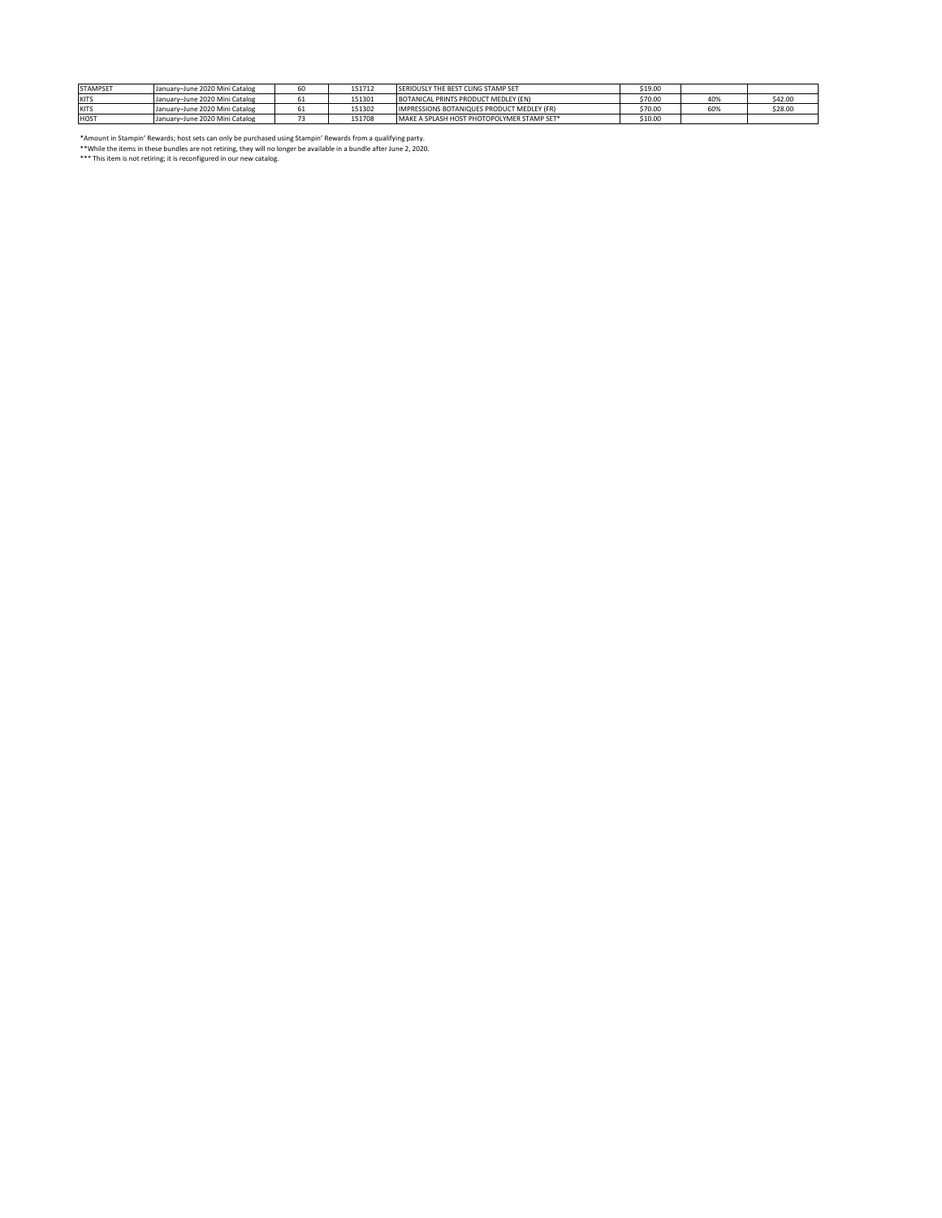| | | | | | | | |
|---|---|---|---|---|---|---|---|
| STAMPSET | January–June 2020 Mini Catalog | 60 | 151712 | SERIOUSLY THE BEST CLING STAMP SET | $19.00 | | |
| KITS | January–June 2020 Mini Catalog | 61 | 151301 | BOTANICAL PRINTS PRODUCT MEDLEY (EN) | $70.00 | 40% | $42.00 |
| KITS | January–June 2020 Mini Catalog | 61 | 151302 | IMPRESSIONS BOTANIQUES PRODUCT MEDLEY (FR) | $70.00 | 60% | $28.00 |
| HOST | January–June 2020 Mini Catalog | 73 | 151708 | MAKE A SPLASH HOST PHOTOPOLYMER STAMP SET* | $10.00 | | |

*Amount in Stampin' Rewards; host sets can only be purchased using Stampin' Rewards from a qualifying party.

**While the items in these bundles are not retiring, they will no longer be available in a bundle after June 2, 2020.

*** This item is not retiring; it is reconfigured in our new catalog.